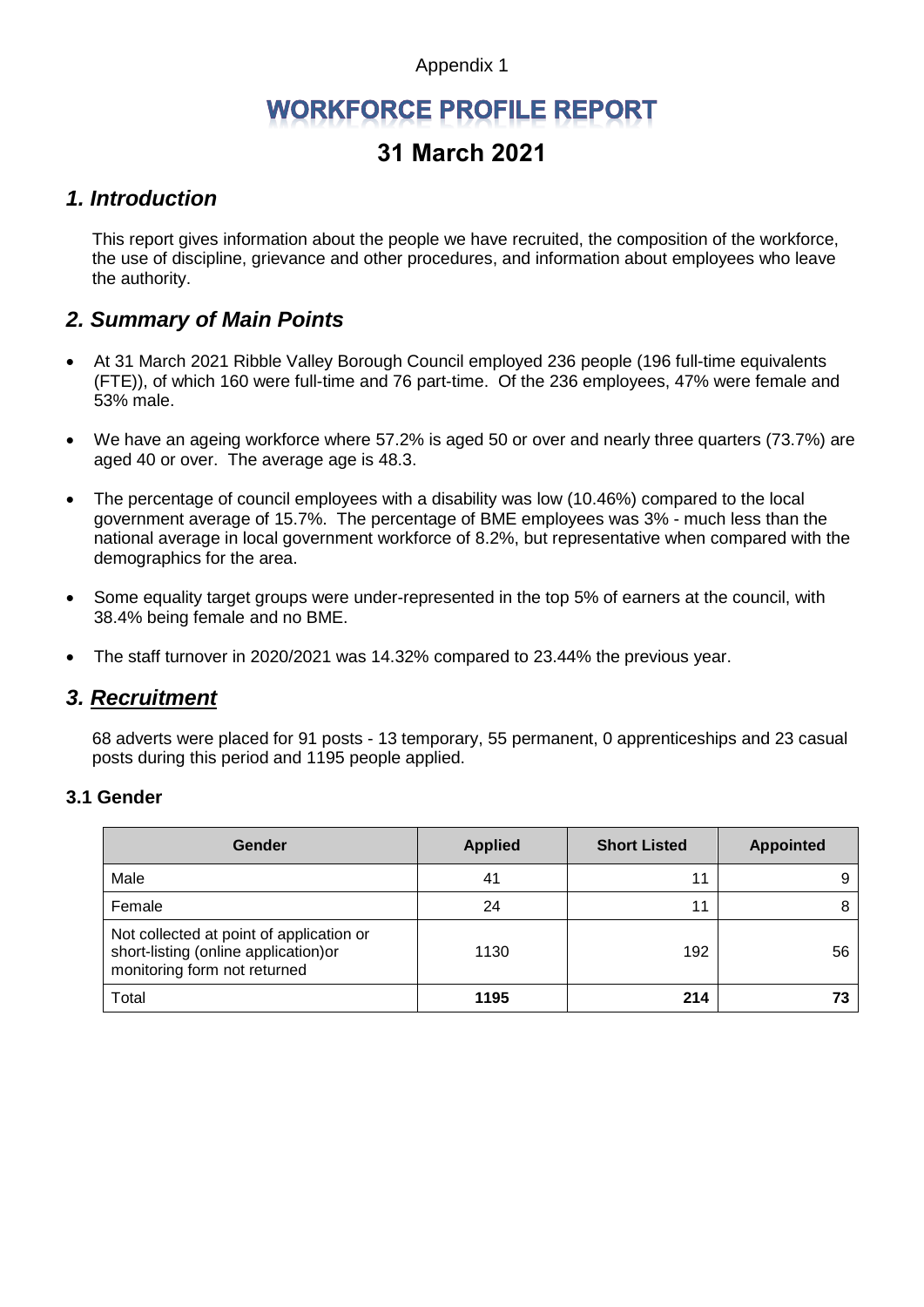Appendix 1

# WORKFORCE PROFILE REPORT

# 31 March 2021

## *1. Introduction*

This report gives information about the people we have recruited, the composition of the workforce, the use of discipline, grievance and other procedures, and information about employees who leave the authority.

## *2. Summary of Main Points*

- At 31 March 2021 Ribble Valley Borough Council employed 236 people (196 full-time equivalents (FTE)), of which 160 were full-time and 76 part-time. Of the 236 employees, 47% were female and 53% male.
- We have an ageing workforce where 57.2% is aged 50 or over and nearly three quarters (73.7%) are aged 40 or over. The average age is 48.3.
- The percentage of council employees with a disability was low (10.46%) compared to the local government average of 15.7%. The percentage of BME employees was 3% - much less than the national average in local government workforce of 8.2%, but representative when compared with the demographics for the area.
- Some equality target groups were under-represented in the top 5% of earners at the council, with 38.4% being female and no BME.
- The staff turnover in 2020/2021 was 14.32% compared to 23.44% the previous year.

## *3. Recruitment*

68 adverts were placed for 91 posts - 13 temporary, 55 permanent, 0 apprenticeships and 23 casual posts during this period and 1195 people applied.

### 3.1 Gender

| Gender | Applied | Short Listed | Appointed |
|---|---|---|---|
| Male | 41 | 11 | 9 |
| Female | 24 | 11 | 8 |
| Not collected at point of application or short-listing (online application)or monitoring form not returned | 1130 | 192 | 56 |
| Total | **1195** | **214** | **73** |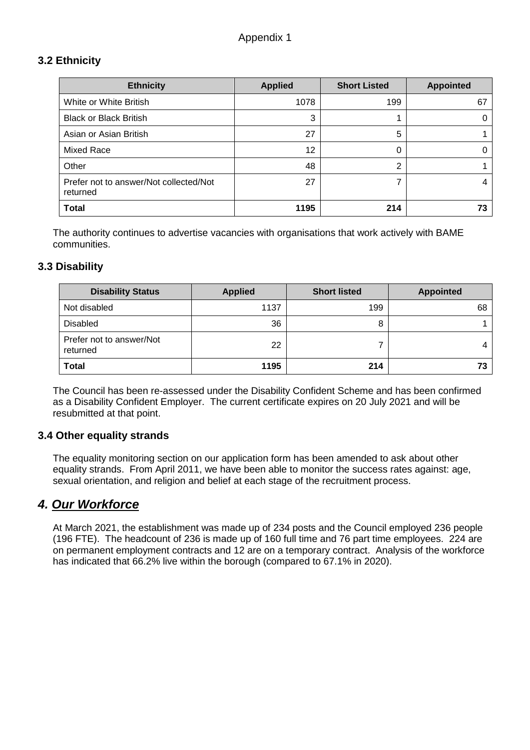Appendix 1

### 3.2 Ethnicity

| Ethnicity | Applied | Short Listed | Appointed |
|---|---|---|---|
| White or White British | 1078 | 199 | 67 |
| Black or Black British | 3 | 1 | 0 |
| Asian or Asian British | 27 | 5 | 1 |
| Mixed Race | 12 | 0 | 0 |
| Other | 48 | 2 | 1 |
| Prefer not to answer/Not collected/Not returned | 27 | 7 | 4 |
| **Total** | **1195** | **214** | **73** |

The authority continues to advertise vacancies with organisations that work actively with BAME communities.

### 3.3 Disability

| Disability Status | Applied | Short listed | Appointed |
|---|---|---|---|
| Not disabled | 1137 | 199 | 68 |
| Disabled | 36 | 8 | 1 |
| Prefer not to answer/Not returned | 22 | 7 | 4 |
| **Total** | **1195** | **214** | **73** |

The Council has been re-assessed under the Disability Confident Scheme and has been confirmed as a Disability Confident Employer. The current certificate expires on 20 July 2021 and will be resubmitted at that point.

### 3.4 Other equality strands

The equality monitoring section on our application form has been amended to ask about other equality strands. From April 2011, we have been able to monitor the success rates against: age, sexual orientation, and religion and belief at each stage of the recruitment process.

## *4. Our Workforce*

At March 2021, the establishment was made up of 234 posts and the Council employed 236 people (196 FTE). The headcount of 236 is made up of 160 full time and 76 part time employees. 224 are on permanent employment contracts and 12 are on a temporary contract. Analysis of the workforce has indicated that 66.2% live within the borough (compared to 67.1% in 2020).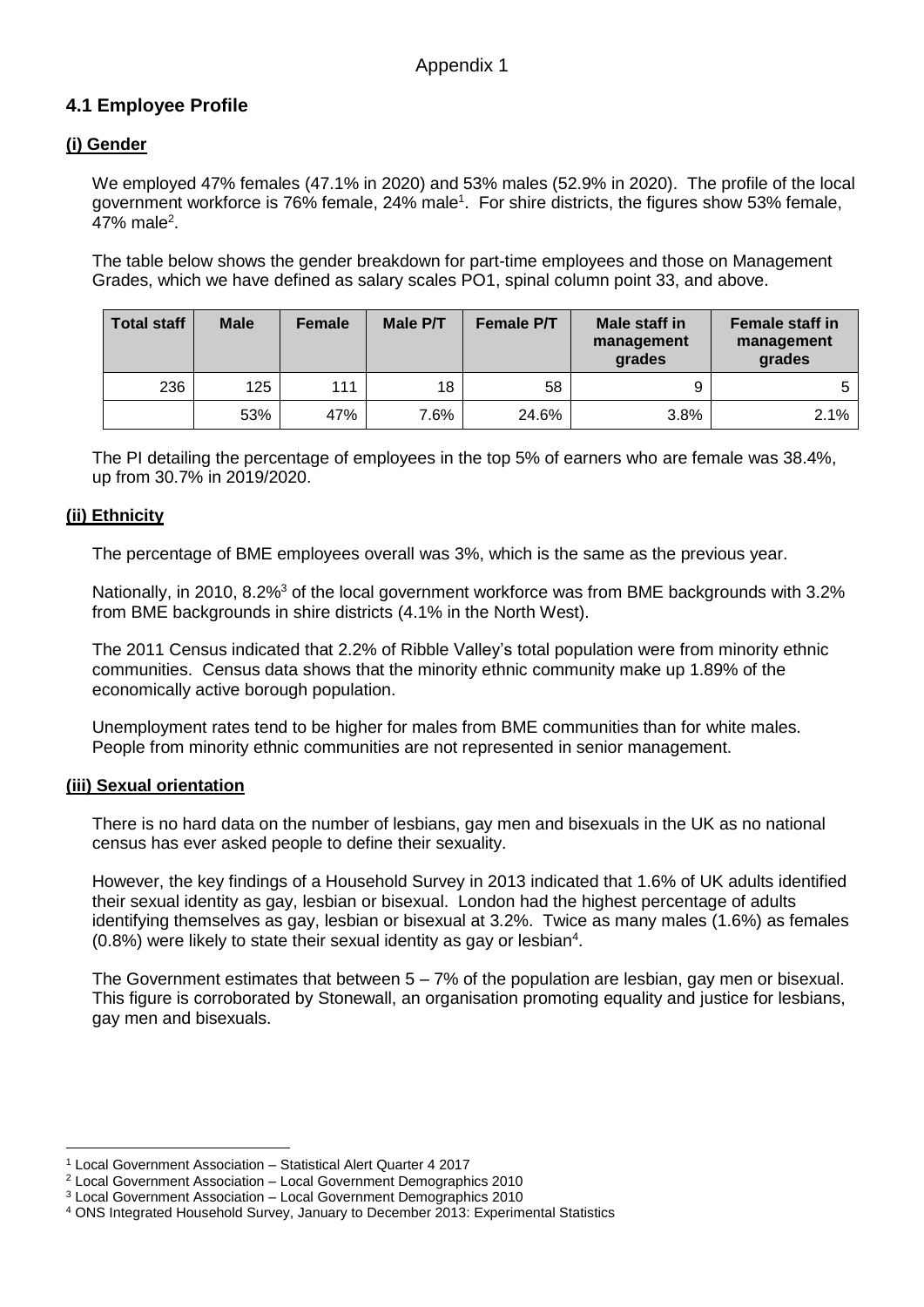Appendix 1

## 4.1 Employee Profile

### (i) Gender

We employed 47% females (47.1% in 2020) and 53% males (52.9% in 2020). The profile of the local government workforce is 76% female, 24% male[1]. For shire districts, the figures show 53% female, 47% male[2].

The table below shows the gender breakdown for part-time employees and those on Management Grades, which we have defined as salary scales PO1, spinal column point 33, and above.

| Total staff | Male | Female | Male P/T | Female P/T | Male staff in management grades | Female staff in management grades |
|---|---|---|---|---|---|---|
| 236 | 125 | 111 | 18 | 58 | 9 | 5 |
| | 53% | 47% | 7.6% | 24.6% | 3.8% | 2.1% |

The PI detailing the percentage of employees in the top 5% of earners who are female was 38.4%, up from 30.7% in 2019/2020.

### (ii) Ethnicity

The percentage of BME employees overall was 3%, which is the same as the previous year.

Nationally, in 2010, 8.2%[3] of the local government workforce was from BME backgrounds with 3.2% from BME backgrounds in shire districts (4.1% in the North West).

The 2011 Census indicated that 2.2% of Ribble Valley's total population were from minority ethnic communities. Census data shows that the minority ethnic community make up 1.89% of the economically active borough population.

Unemployment rates tend to be higher for males from BME communities than for white males. People from minority ethnic communities are not represented in senior management.

### (iii) Sexual orientation

There is no hard data on the number of lesbians, gay men and bisexuals in the UK as no national census has ever asked people to define their sexuality.

However, the key findings of a Household Survey in 2013 indicated that 1.6% of UK adults identified their sexual identity as gay, lesbian or bisexual. London had the highest percentage of adults identifying themselves as gay, lesbian or bisexual at 3.2%. Twice as many males (1.6%) as females (0.8%) were likely to state their sexual identity as gay or lesbian[4].

The Government estimates that between 5 – 7% of the population are lesbian, gay men or bisexual. This figure is corroborated by Stonewall, an organisation promoting equality and justice for lesbians, gay men and bisexuals.

---

[1] Local Government Association – Statistical Alert Quarter 4 2017

[2] Local Government Association – Local Government Demographics 2010

[3] Local Government Association – Local Government Demographics 2010

[4] ONS Integrated Household Survey, January to December 2013: Experimental Statistics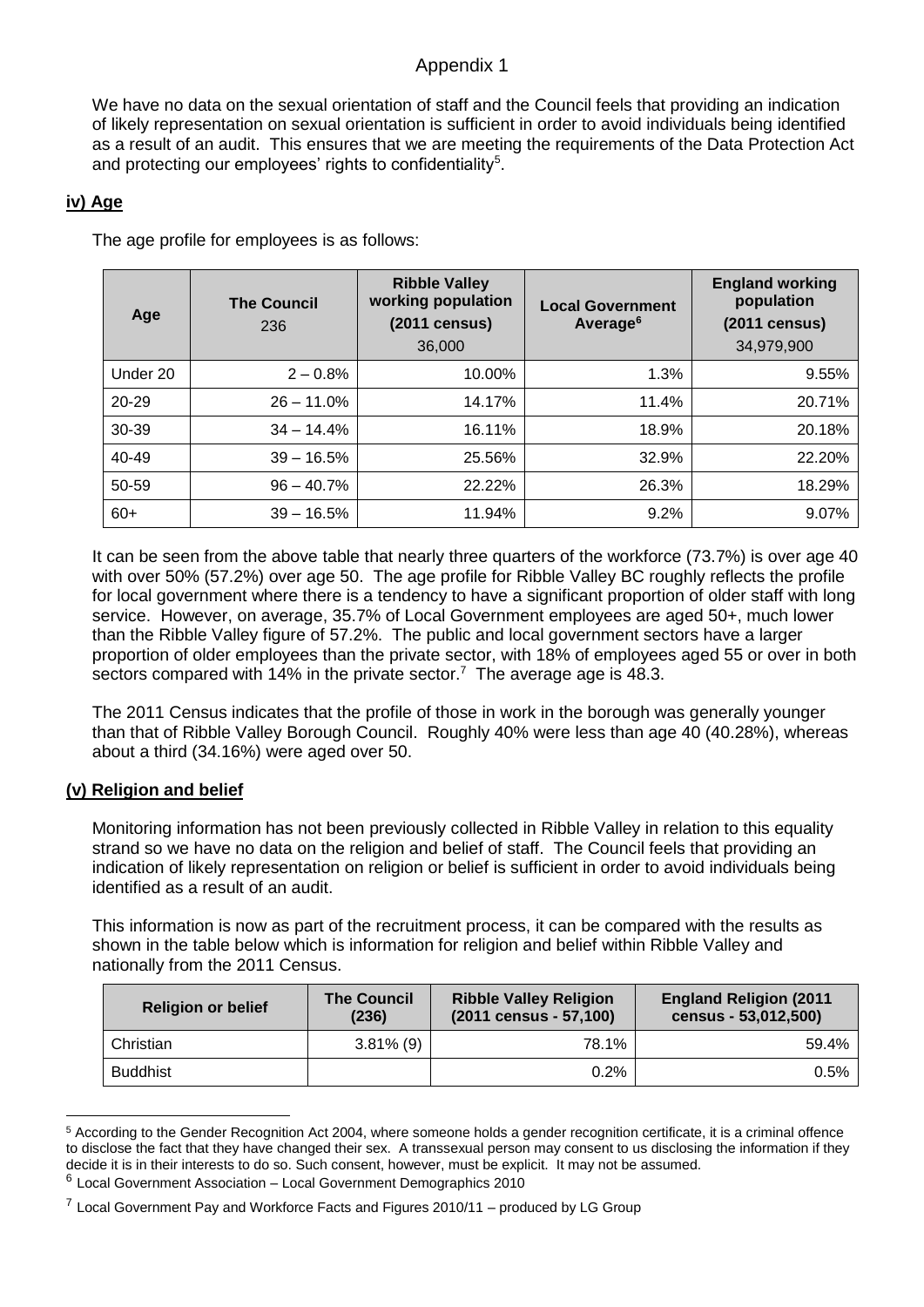Appendix 1

We have no data on the sexual orientation of staff and the Council feels that providing an indication of likely representation on sexual orientation is sufficient in order to avoid individuals being identified as a result of an audit. This ensures that we are meeting the requirements of the Data Protection Act and protecting our employees' rights to confidentiality[5].

## iv) Age

The age profile for employees is as follows:

| Age | The Council 236 | Ribble Valley working population (2011 census) 36,000 | Local Government Average[6] | England working population (2011 census) 34,979,900 |
|---|---|---|---|---|
| Under 20 | 2 – 0.8% | 10.00% | 1.3% | 9.55% |
| 20-29 | 26 – 11.0% | 14.17% | 11.4% | 20.71% |
| 30-39 | 34 – 14.4% | 16.11% | 18.9% | 20.18% |
| 40-49 | 39 – 16.5% | 25.56% | 32.9% | 22.20% |
| 50-59 | 96 – 40.7% | 22.22% | 26.3% | 18.29% |
| 60+ | 39 – 16.5% | 11.94% | 9.2% | 9.07% |

It can be seen from the above table that nearly three quarters of the workforce (73.7%) is over age 40 with over 50% (57.2%) over age 50. The age profile for Ribble Valley BC roughly reflects the profile for local government where there is a tendency to have a significant proportion of older staff with long service. However, on average, 35.7% of Local Government employees are aged 50+, much lower than the Ribble Valley figure of 57.2%. The public and local government sectors have a larger proportion of older employees than the private sector, with 18% of employees aged 55 or over in both sectors compared with 14% in the private sector.[7] The average age is 48.3.

The 2011 Census indicates that the profile of those in work in the borough was generally younger than that of Ribble Valley Borough Council. Roughly 40% were less than age 40 (40.28%), whereas about a third (34.16%) were aged over 50.

## (v) Religion and belief

Monitoring information has not been previously collected in Ribble Valley in relation to this equality strand so we have no data on the religion and belief of staff. The Council feels that providing an indication of likely representation on religion or belief is sufficient in order to avoid individuals being identified as a result of an audit.

This information is now as part of the recruitment process, it can be compared with the results as shown in the table below which is information for religion and belief within Ribble Valley and nationally from the 2011 Census.

| Religion or belief | The Council (236) | Ribble Valley Religion (2011 census - 57,100) | England Religion (2011 census - 53,012,500) |
|---|---|---|---|
| Christian | 3.81% (9) | 78.1% | 59.4% |
| Buddhist | | 0.2% | 0.5% |

[5] According to the Gender Recognition Act 2004, where someone holds a gender recognition certificate, it is a criminal offence to disclose the fact that they have changed their sex. A transsexual person may consent to us disclosing the information if they decide it is in their interests to do so. Such consent, however, must be explicit. It may not be assumed.

[6] Local Government Association – Local Government Demographics 2010

[7] Local Government Pay and Workforce Facts and Figures 2010/11 – produced by LG Group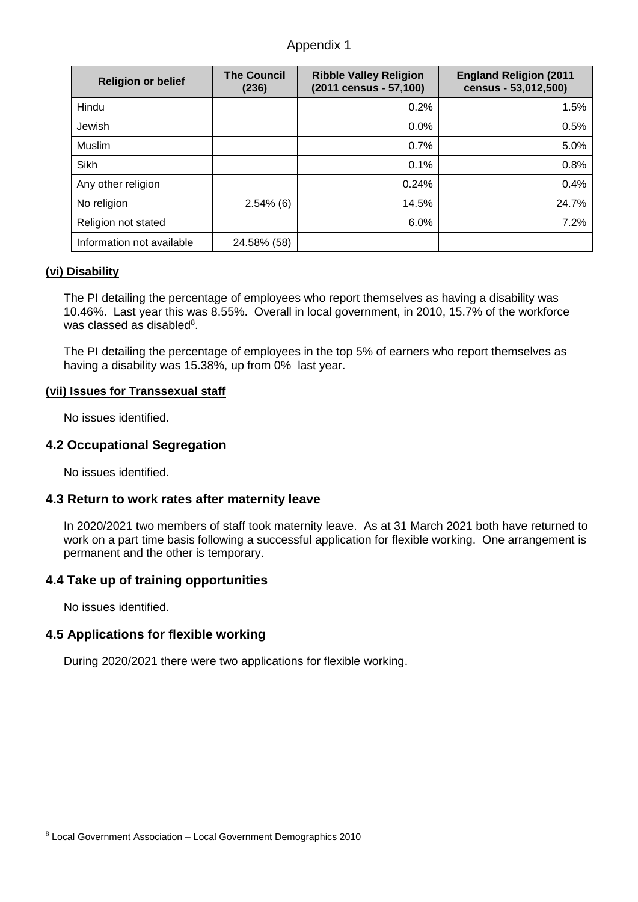Appendix 1

| Religion or belief | The Council (236) | Ribble Valley Religion (2011 census - 57,100) | England Religion (2011 census - 53,012,500) |
| --- | --- | --- | --- |
| Hindu | | 0.2% | 1.5% |
| Jewish | | 0.0% | 0.5% |
| Muslim | | 0.7% | 5.0% |
| Sikh | | 0.1% | 0.8% |
| Any other religion | | 0.24% | 0.4% |
| No religion | 2.54% (6) | 14.5% | 24.7% |
| Religion not stated | | 6.0% | 7.2% |
| Information not available | 24.58% (58) | | |

**(vi) Disability**

The PI detailing the percentage of employees who report themselves as having a disability was 10.46%. Last year this was 8.55%. Overall in local government, in 2010, 15.7% of the workforce was classed as disabled[8].

The PI detailing the percentage of employees in the top 5% of earners who report themselves as having a disability was 15.38%, up from 0% last year.

**(vii) Issues for Transsexual staff**

No issues identified.

### 4.2 Occupational Segregation

No issues identified.

### 4.3 Return to work rates after maternity leave

In 2020/2021 two members of staff took maternity leave. As at 31 March 2021 both have returned to work on a part time basis following a successful application for flexible working. One arrangement is permanent and the other is temporary.

### 4.4 Take up of training opportunities

No issues identified.

### 4.5 Applications for flexible working

During 2020/2021 there were two applications for flexible working.

[8] Local Government Association – Local Government Demographics 2010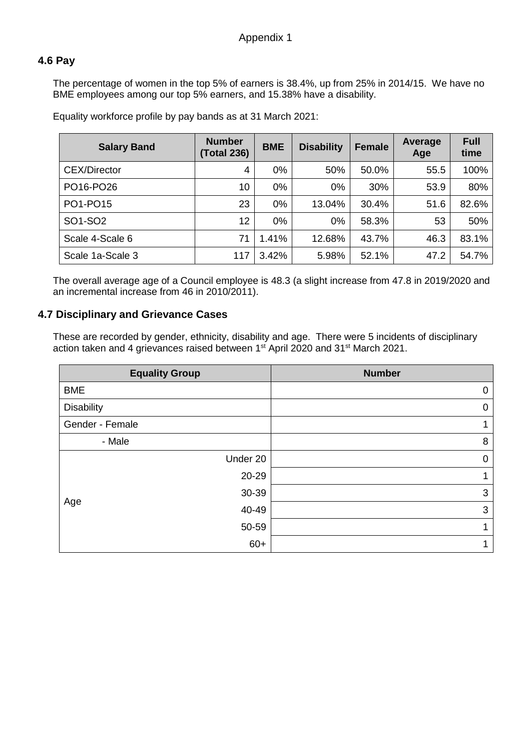Appendix 1

### 4.6 Pay

The percentage of women in the top 5% of earners is 38.4%, up from 25% in 2014/15. We have no BME employees among our top 5% earners, and 15.38% have a disability.

Equality workforce profile by pay bands as at 31 March 2021:

| Salary Band | Number (Total 236) | BME | Disability | Female | Average Age | Full time |
|---|---|---|---|---|---|---|
| CEX/Director | 4 | 0% | 50% | 50.0% | 55.5 | 100% |
| PO16-PO26 | 10 | 0% | 0% | 30% | 53.9 | 80% |
| PO1-PO15 | 23 | 0% | 13.04% | 30.4% | 51.6 | 82.6% |
| SO1-SO2 | 12 | 0% | 0% | 58.3% | 53 | 50% |
| Scale 4-Scale 6 | 71 | 1.41% | 12.68% | 43.7% | 46.3 | 83.1% |
| Scale 1a-Scale 3 | 117 | 3.42% | 5.98% | 52.1% | 47.2 | 54.7% |

The overall average age of a Council employee is 48.3 (a slight increase from 47.8 in 2019/2020 and an incremental increase from 46 in 2010/2011).

### 4.7 Disciplinary and Grievance Cases

These are recorded by gender, ethnicity, disability and age. There were 5 incidents of disciplinary action taken and 4 grievances raised between 1st April 2020 and 31st March 2021.

| Equality Group | | Number |
|---|---|---|
| BME | | 0 |
| Disability | | 0 |
| Gender - Female | | 1 |
| - Male | | 8 |
| Age | Under 20 | 0 |
| | 20-29 | 1 |
| | 30-39 | 3 |
| | 40-49 | 3 |
| | 50-59 | 1 |
| | 60+ | 1 |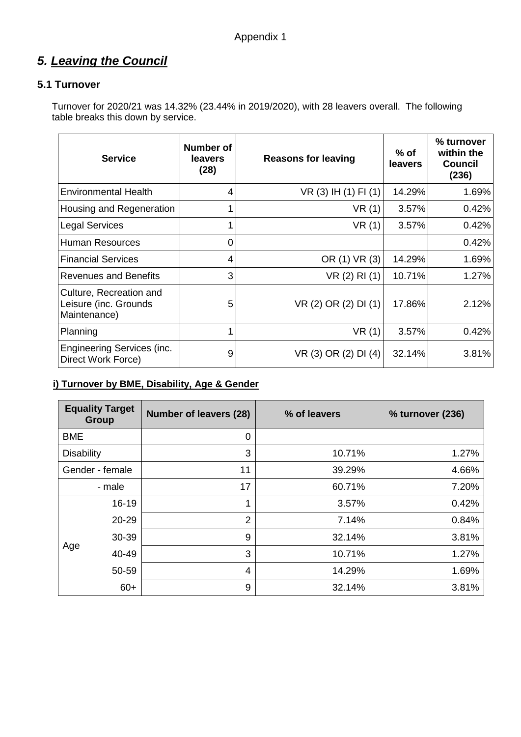Appendix 1

# *5. Leaving the Council*

## 5.1 Turnover

Turnover for 2020/21 was 14.32% (23.44% in 2019/2020), with 28 leavers overall. The following table breaks this down by service.

| Service | Number of leavers (28) | Reasons for leaving | % of leavers | % turnover within the Council (236) |
|---|---|---|---|---|
| Environmental Health | 4 | VR (3) IH (1) FI (1) | 14.29% | 1.69% |
| Housing and Regeneration | 1 | VR (1) | 3.57% | 0.42% |
| Legal Services | 1 | VR (1) | 3.57% | 0.42% |
| Human Resources | 0 | | | 0.42% |
| Financial Services | 4 | OR (1) VR (3) | 14.29% | 1.69% |
| Revenues and Benefits | 3 | VR (2) RI (1) | 10.71% | 1.27% |
| Culture, Recreation and Leisure (inc. Grounds Maintenance) | 5 | VR (2) OR (2) DI (1) | 17.86% | 2.12% |
| Planning | 1 | VR (1) | 3.57% | 0.42% |
| Engineering Services (inc. Direct Work Force) | 9 | VR (3) OR (2) DI (4) | 32.14% | 3.81% |

### i) Turnover by BME, Disability, Age & Gender

| Equality Target Group | | Number of leavers (28) | % of leavers | % turnover (236) |
|---|---|---|---|---|
| BME | | 0 | | |
| Disability | | 3 | 10.71% | 1.27% |
| Gender - female | | 11 | 39.29% | 4.66% |
| - male | | 17 | 60.71% | 7.20% |
| Age | 16-19 | 1 | 3.57% | 0.42% |
| | 20-29 | 2 | 7.14% | 0.84% |
| | 30-39 | 9 | 32.14% | 3.81% |
| | 40-49 | 3 | 10.71% | 1.27% |
| | 50-59 | 4 | 14.29% | 1.69% |
| | 60+ | 9 | 32.14% | 3.81% |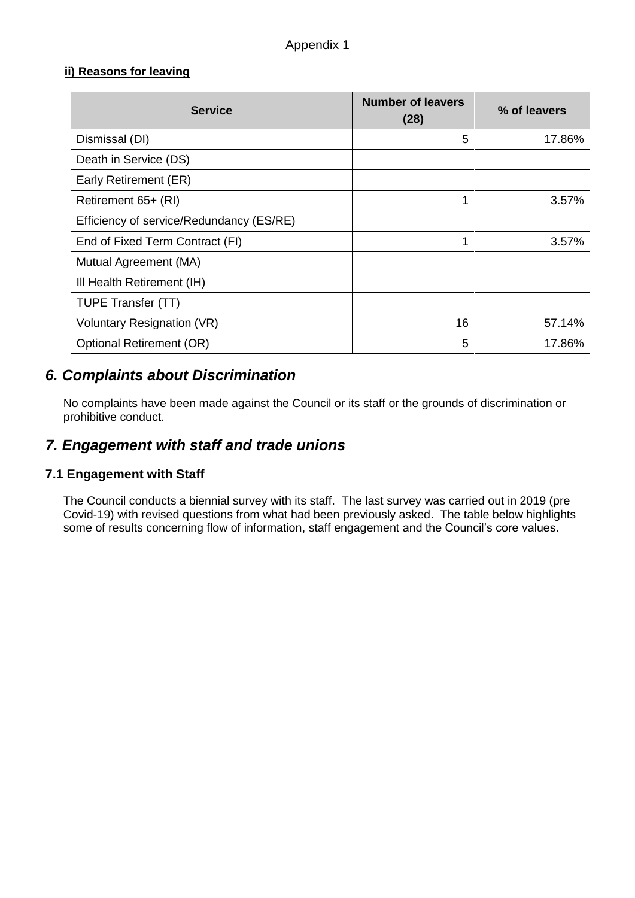Appendix 1

**ii) Reasons for leaving**

| Service | Number of leavers (28) | % of leavers |
|---|---|---|
| Dismissal (DI) | 5 | 17.86% |
| Death in Service (DS) | | |
| Early Retirement (ER) | | |
| Retirement 65+ (RI) | 1 | 3.57% |
| Efficiency of service/Redundancy (ES/RE) | | |
| End of Fixed Term Contract (FI) | 1 | 3.57% |
| Mutual Agreement (MA) | | |
| Ill Health Retirement (IH) | | |
| TUPE Transfer (TT) | | |
| Voluntary Resignation (VR) | 16 | 57.14% |
| Optional Retirement (OR) | 5 | 17.86% |

## *6. Complaints about Discrimination*

No complaints have been made against the Council or its staff or the grounds of discrimination or prohibitive conduct.

## *7. Engagement with staff and trade unions*

### 7.1 Engagement with Staff

The Council conducts a biennial survey with its staff. The last survey was carried out in 2019 (pre Covid-19) with revised questions from what had been previously asked. The table below highlights some of results concerning flow of information, staff engagement and the Council's core values.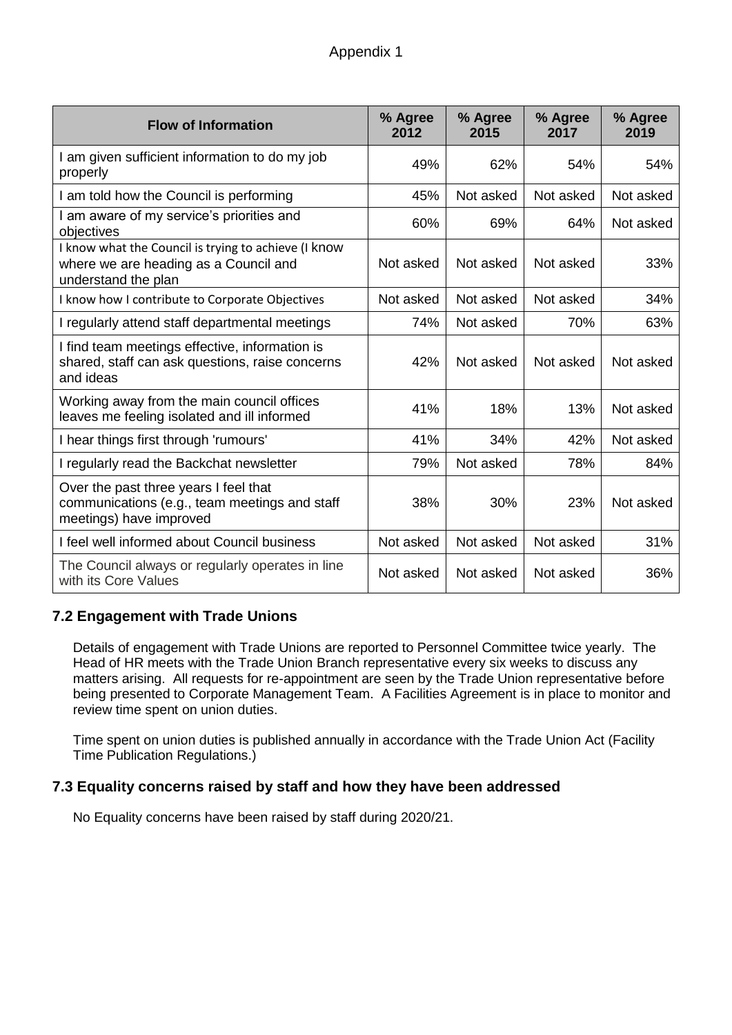Appendix 1

| Flow of Information | % Agree 2012 | % Agree 2015 | % Agree 2017 | % Agree 2019 |
| --- | --- | --- | --- | --- |
| I am given sufficient information to do my job properly | 49% | 62% | 54% | 54% |
| I am told how the Council is performing | 45% | Not asked | Not asked | Not asked |
| I am aware of my service's priorities and objectives | 60% | 69% | 64% | Not asked |
| I know what the Council is trying to achieve (I know where we are heading as a Council and understand the plan | Not asked | Not asked | Not asked | 33% |
| I know how I contribute to Corporate Objectives | Not asked | Not asked | Not asked | 34% |
| I regularly attend staff departmental meetings | 74% | Not asked | 70% | 63% |
| I find team meetings effective, information is shared, staff can ask questions, raise concerns and ideas | 42% | Not asked | Not asked | Not asked |
| Working away from the main council offices leaves me feeling isolated and ill informed | 41% | 18% | 13% | Not asked |
| I hear things first through 'rumours' | 41% | 34% | 42% | Not asked |
| I regularly read the Backchat newsletter | 79% | Not asked | 78% | 84% |
| Over the past three years I feel that communications (e.g., team meetings and staff meetings) have improved | 38% | 30% | 23% | Not asked |
| I feel well informed about Council business | Not asked | Not asked | Not asked | 31% |
| The Council always or regularly operates in line with its Core Values | Not asked | Not asked | Not asked | 36% |

### 7.2 Engagement with Trade Unions

Details of engagement with Trade Unions are reported to Personnel Committee twice yearly. The Head of HR meets with the Trade Union Branch representative every six weeks to discuss any matters arising. All requests for re-appointment are seen by the Trade Union representative before being presented to Corporate Management Team. A Facilities Agreement is in place to monitor and review time spent on union duties.

Time spent on union duties is published annually in accordance with the Trade Union Act (Facility Time Publication Regulations.)

### 7.3 Equality concerns raised by staff and how they have been addressed

No Equality concerns have been raised by staff during 2020/21.